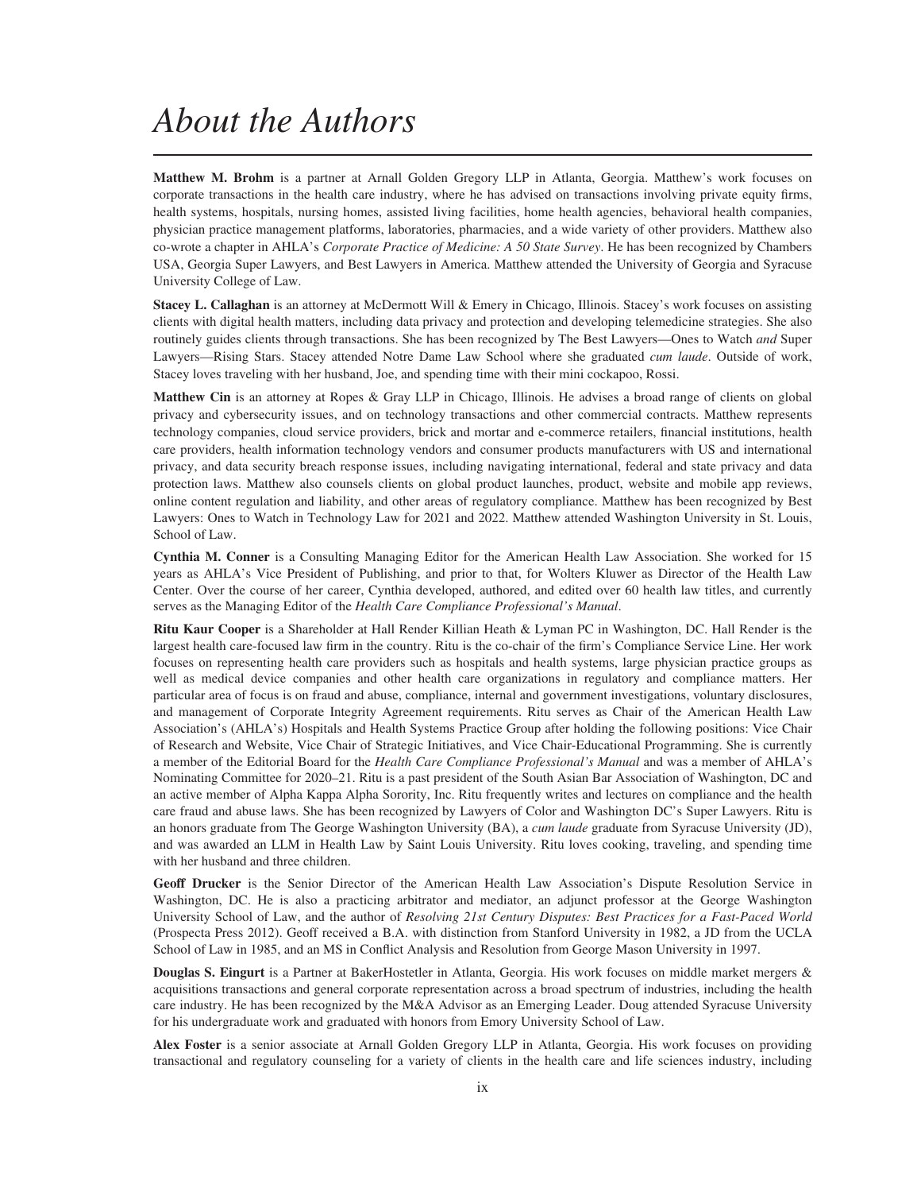# *About the Authors*

**Matthew M. Brohm** is a partner at Arnall Golden Gregory LLP in Atlanta, Georgia. Matthew's work focuses on corporate transactions in the health care industry, where he has advised on transactions involving private equity firms, health systems, hospitals, nursing homes, assisted living facilities, home health agencies, behavioral health companies, physician practice management platforms, laboratories, pharmacies, and a wide variety of other providers. Matthew also co-wrote a chapter in AHLA's *Corporate Practice of Medicine: A 50 State Survey*. He has been recognized by Chambers USA, Georgia Super Lawyers, and Best Lawyers in America. Matthew attended the University of Georgia and Syracuse University College of Law.

**Stacey L. Callaghan** is an attorney at McDermott Will & Emery in Chicago, Illinois. Stacey's work focuses on assisting clients with digital health matters, including data privacy and protection and developing telemedicine strategies. She also routinely guides clients through transactions. She has been recognized by The Best Lawyers—Ones to Watch *and* Super Lawyers—Rising Stars. Stacey attended Notre Dame Law School where she graduated *cum laude*. Outside of work, Stacey loves traveling with her husband, Joe, and spending time with their mini cockapoo, Rossi.

**Matthew Cin** is an attorney at Ropes & Gray LLP in Chicago, Illinois. He advises a broad range of clients on global privacy and cybersecurity issues, and on technology transactions and other commercial contracts. Matthew represents technology companies, cloud service providers, brick and mortar and e-commerce retailers, financial institutions, health care providers, health information technology vendors and consumer products manufacturers with US and international privacy, and data security breach response issues, including navigating international, federal and state privacy and data protection laws. Matthew also counsels clients on global product launches, product, website and mobile app reviews, online content regulation and liability, and other areas of regulatory compliance. Matthew has been recognized by Best Lawyers: Ones to Watch in Technology Law for 2021 and 2022. Matthew attended Washington University in St. Louis, School of Law.

**Cynthia M. Conner** is a Consulting Managing Editor for the American Health Law Association. She worked for 15 years as AHLA's Vice President of Publishing, and prior to that, for Wolters Kluwer as Director of the Health Law Center. Over the course of her career, Cynthia developed, authored, and edited over 60 health law titles, and currently serves as the Managing Editor of the *Health Care Compliance Professional's Manual*.

**Ritu Kaur Cooper** is a Shareholder at Hall Render Killian Heath & Lyman PC in Washington, DC. Hall Render is the largest health care-focused law firm in the country. Ritu is the co-chair of the firm's Compliance Service Line. Her work focuses on representing health care providers such as hospitals and health systems, large physician practice groups as well as medical device companies and other health care organizations in regulatory and compliance matters. Her particular area of focus is on fraud and abuse, compliance, internal and government investigations, voluntary disclosures, and management of Corporate Integrity Agreement requirements. Ritu serves as Chair of the American Health Law Association's (AHLA's) Hospitals and Health Systems Practice Group after holding the following positions: Vice Chair of Research and Website, Vice Chair of Strategic Initiatives, and Vice Chair-Educational Programming. She is currently a member of the Editorial Board for the *Health Care Compliance Professional's Manual* and was a member of AHLA's Nominating Committee for 2020–21. Ritu is a past president of the South Asian Bar Association of Washington, DC and an active member of Alpha Kappa Alpha Sorority, Inc. Ritu frequently writes and lectures on compliance and the health care fraud and abuse laws. She has been recognized by Lawyers of Color and Washington DC's Super Lawyers. Ritu is an honors graduate from The George Washington University (BA), a *cum laude* graduate from Syracuse University (JD), and was awarded an LLM in Health Law by Saint Louis University. Ritu loves cooking, traveling, and spending time with her husband and three children.

**Geoff Drucker** is the Senior Director of the American Health Law Association's Dispute Resolution Service in Washington, DC. He is also a practicing arbitrator and mediator, an adjunct professor at the George Washington University School of Law, and the author of *Resolving 21st Century Disputes: Best Practices for a Fast-Paced World* (Prospecta Press 2012). Geoff received a B.A. with distinction from Stanford University in 1982, a JD from the UCLA School of Law in 1985, and an MS in Conflict Analysis and Resolution from George Mason University in 1997.

**Douglas S. Eingurt** is a Partner at BakerHostetler in Atlanta, Georgia. His work focuses on middle market mergers & acquisitions transactions and general corporate representation across a broad spectrum of industries, including the health care industry. He has been recognized by the M&A Advisor as an Emerging Leader. Doug attended Syracuse University for his undergraduate work and graduated with honors from Emory University School of Law.

**Alex Foster** is a senior associate at Arnall Golden Gregory LLP in Atlanta, Georgia. His work focuses on providing transactional and regulatory counseling for a variety of clients in the health care and life sciences industry, including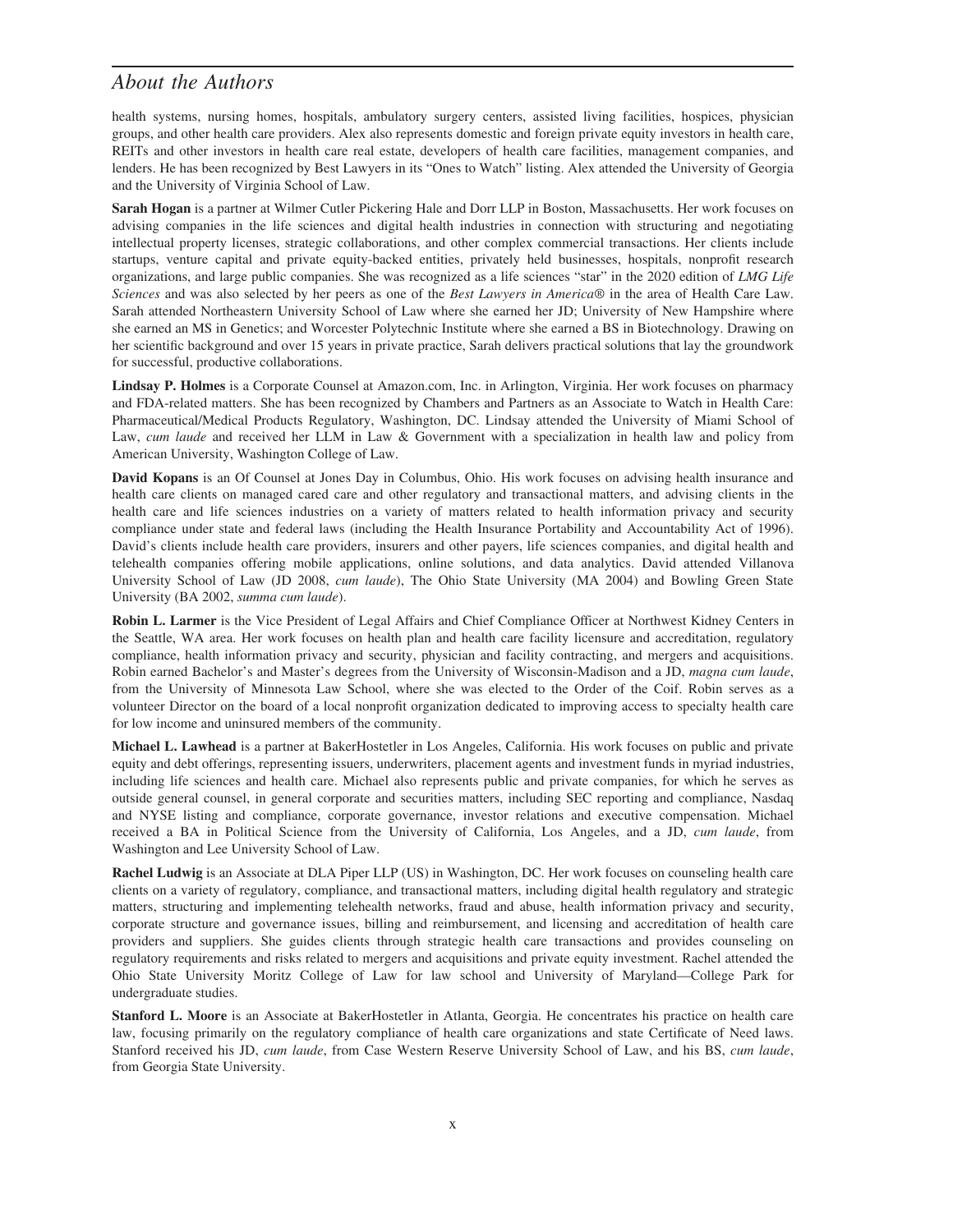## About the Authors

health systems, nursing homes, hospitals, ambulatory surgery centers, assisted living facilities, hospices, physician groups, and other health care providers. Alex also represents domestic and foreign private equity investors in health care, REITs and other investors in health care real estate, developers of health care facilities, management companies, and lenders. He has been recognized by Best Lawyers in its "Ones to Watch" listing. Alex attended the University of Georgia and the University of Virginia School of Law.

**Sarah Hogan** is a partner at Wilmer Cutler Pickering Hale and Dorr LLP in Boston, Massachusetts. Her work focuses on advising companies in the life sciences and digital health industries in connection with structuring and negotiating intellectual property licenses, strategic collaborations, and other complex commercial transactions. Her clients include startups, venture capital and private equity-backed entities, privately held businesses, hospitals, nonprofit research organizations, and large public companies. She was recognized as a life sciences "star" in the 2020 edition of *LMG Life Sciences* and was also selected by her peers as one of the *Best Lawyers in America®* in the area of Health Care Law. Sarah attended Northeastern University School of Law where she earned her JD; University of New Hampshire where she earned an MS in Genetics; and Worcester Polytechnic Institute where she earned a BS in Biotechnology. Drawing on her scientific background and over 15 years in private practice, Sarah delivers practical solutions that lay the groundwork for successful, productive collaborations.

**Lindsay P. Holmes** is a Corporate Counsel at Amazon.com, Inc. in Arlington, Virginia. Her work focuses on pharmacy and FDA-related matters. She has been recognized by Chambers and Partners as an Associate to Watch in Health Care: Pharmaceutical/Medical Products Regulatory, Washington, DC. Lindsay attended the University of Miami School of Law, *cum laude* and received her LLM in Law & Government with a specialization in health law and policy from American University, Washington College of Law.

**David Kopans** is an Of Counsel at Jones Day in Columbus, Ohio. His work focuses on advising health insurance and health care clients on managed cared care and other regulatory and transactional matters, and advising clients in the health care and life sciences industries on a variety of matters related to health information privacy and security compliance under state and federal laws (including the Health Insurance Portability and Accountability Act of 1996). David's clients include health care providers, insurers and other payers, life sciences companies, and digital health and telehealth companies offering mobile applications, online solutions, and data analytics. David attended Villanova University School of Law (JD 2008, *cum laude*), The Ohio State University (MA 2004) and Bowling Green State University (BA 2002, *summa cum laude*).

**Robin L. Larmer** is the Vice President of Legal Affairs and Chief Compliance Officer at Northwest Kidney Centers in the Seattle, WA area. Her work focuses on health plan and health care facility licensure and accreditation, regulatory compliance, health information privacy and security, physician and facility contracting, and mergers and acquisitions. Robin earned Bachelor's and Master's degrees from the University of Wisconsin-Madison and a JD, *magna cum laude*, from the University of Minnesota Law School, where she was elected to the Order of the Coif. Robin serves as a volunteer Director on the board of a local nonprofit organization dedicated to improving access to specialty health care for low income and uninsured members of the community.

**Michael L. Lawhead** is a partner at BakerHostetler in Los Angeles, California. His work focuses on public and private equity and debt offerings, representing issuers, underwriters, placement agents and investment funds in myriad industries, including life sciences and health care. Michael also represents public and private companies, for which he serves as outside general counsel, in general corporate and securities matters, including SEC reporting and compliance, Nasdaq and NYSE listing and compliance, corporate governance, investor relations and executive compensation. Michael received a BA in Political Science from the University of California, Los Angeles, and a JD, *cum laude*, from Washington and Lee University School of Law.

**Rachel Ludwig** is an Associate at DLA Piper LLP (US) in Washington, DC. Her work focuses on counseling health care clients on a variety of regulatory, compliance, and transactional matters, including digital health regulatory and strategic matters, structuring and implementing telehealth networks, fraud and abuse, health information privacy and security, corporate structure and governance issues, billing and reimbursement, and licensing and accreditation of health care providers and suppliers. She guides clients through strategic health care transactions and provides counseling on regulatory requirements and risks related to mergers and acquisitions and private equity investment. Rachel attended the Ohio State University Moritz College of Law for law school and University of Maryland—College Park for undergraduate studies.

**Stanford L. Moore** is an Associate at BakerHostetler in Atlanta, Georgia. He concentrates his practice on health care law, focusing primarily on the regulatory compliance of health care organizations and state Certificate of Need laws. Stanford received his JD, *cum laude*, from Case Western Reserve University School of Law, and his BS, *cum laude*, from Georgia State University.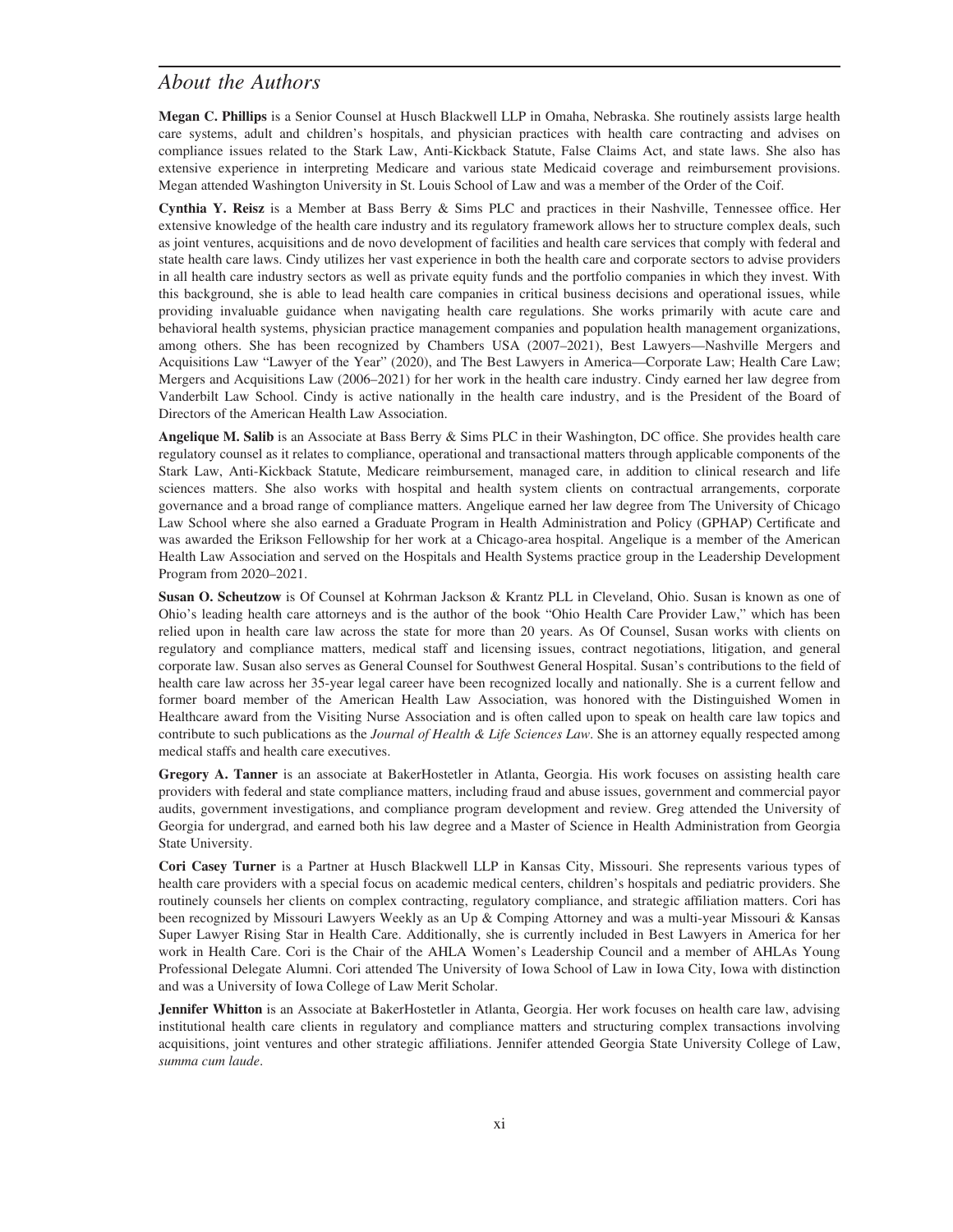## About the Authors

**Megan C. Phillips** is a Senior Counsel at Husch Blackwell LLP in Omaha, Nebraska. She routinely assists large health care systems, adult and children's hospitals, and physician practices with health care contracting and advises on compliance issues related to the Stark Law, Anti-Kickback Statute, False Claims Act, and state laws. She also has extensive experience in interpreting Medicare and various state Medicaid coverage and reimbursement provisions. Megan attended Washington University in St. Louis School of Law and was a member of the Order of the Coif.

**Cynthia Y. Reisz** is a Member at Bass Berry & Sims PLC and practices in their Nashville, Tennessee office. Her extensive knowledge of the health care industry and its regulatory framework allows her to structure complex deals, such as joint ventures, acquisitions and de novo development of facilities and health care services that comply with federal and state health care laws. Cindy utilizes her vast experience in both the health care and corporate sectors to advise providers in all health care industry sectors as well as private equity funds and the portfolio companies in which they invest. With this background, she is able to lead health care companies in critical business decisions and operational issues, while providing invaluable guidance when navigating health care regulations. She works primarily with acute care and behavioral health systems, physician practice management companies and population health management organizations, among others. She has been recognized by Chambers USA (2007–2021), Best Lawyers—Nashville Mergers and Acquisitions Law "Lawyer of the Year" (2020), and The Best Lawyers in America—Corporate Law; Health Care Law; Mergers and Acquisitions Law (2006–2021) for her work in the health care industry. Cindy earned her law degree from Vanderbilt Law School. Cindy is active nationally in the health care industry, and is the President of the Board of Directors of the American Health Law Association.

**Angelique M. Salib** is an Associate at Bass Berry & Sims PLC in their Washington, DC office. She provides health care regulatory counsel as it relates to compliance, operational and transactional matters through applicable components of the Stark Law, Anti-Kickback Statute, Medicare reimbursement, managed care, in addition to clinical research and life sciences matters. She also works with hospital and health system clients on contractual arrangements, corporate governance and a broad range of compliance matters. Angelique earned her law degree from The University of Chicago Law School where she also earned a Graduate Program in Health Administration and Policy (GPHAP) Certificate and was awarded the Erikson Fellowship for her work at a Chicago-area hospital. Angelique is a member of the American Health Law Association and served on the Hospitals and Health Systems practice group in the Leadership Development Program from 2020–2021.

**Susan O. Scheutzow** is Of Counsel at Kohrman Jackson & Krantz PLL in Cleveland, Ohio. Susan is known as one of Ohio's leading health care attorneys and is the author of the book "Ohio Health Care Provider Law," which has been relied upon in health care law across the state for more than 20 years. As Of Counsel, Susan works with clients on regulatory and compliance matters, medical staff and licensing issues, contract negotiations, litigation, and general corporate law. Susan also serves as General Counsel for Southwest General Hospital. Susan's contributions to the field of health care law across her 35-year legal career have been recognized locally and nationally. She is a current fellow and former board member of the American Health Law Association, was honored with the Distinguished Women in Healthcare award from the Visiting Nurse Association and is often called upon to speak on health care law topics and contribute to such publications as the *Journal of Health & Life Sciences Law*. She is an attorney equally respected among medical staffs and health care executives.

**Gregory A. Tanner** is an associate at BakerHostetler in Atlanta, Georgia. His work focuses on assisting health care providers with federal and state compliance matters, including fraud and abuse issues, government and commercial payor audits, government investigations, and compliance program development and review. Greg attended the University of Georgia for undergrad, and earned both his law degree and a Master of Science in Health Administration from Georgia State University.

**Cori Casey Turner** is a Partner at Husch Blackwell LLP in Kansas City, Missouri. She represents various types of health care providers with a special focus on academic medical centers, children's hospitals and pediatric providers. She routinely counsels her clients on complex contracting, regulatory compliance, and strategic affiliation matters. Cori has been recognized by Missouri Lawyers Weekly as an Up & Comping Attorney and was a multi-year Missouri & Kansas Super Lawyer Rising Star in Health Care. Additionally, she is currently included in Best Lawyers in America for her work in Health Care. Cori is the Chair of the AHLA Women's Leadership Council and a member of AHLAs Young Professional Delegate Alumni. Cori attended The University of Iowa School of Law in Iowa City, Iowa with distinction and was a University of Iowa College of Law Merit Scholar.

**Jennifer Whitton** is an Associate at BakerHostetler in Atlanta, Georgia. Her work focuses on health care law, advising institutional health care clients in regulatory and compliance matters and structuring complex transactions involving acquisitions, joint ventures and other strategic affiliations. Jennifer attended Georgia State University College of Law, *summa cum laude*.